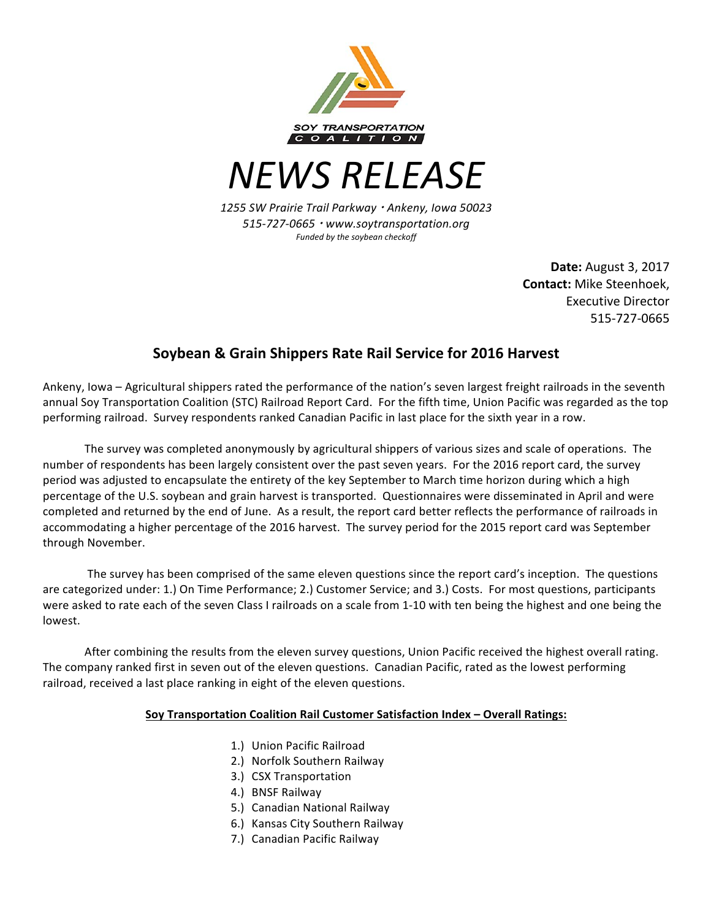SOY TRANSPORTATION COALITION

# NEWS RELEASE

*1255 SW Prairie Trail Parkway · Ankeny, Iowa 50023*
*515-727-0665 · www.soytransportation.org*
*Funded by the soybean checkoff*

**Date:** August 3, 2017
**Contact:** Mike Steenhoek, Executive Director
515-727-0665

## Soybean & Grain Shippers Rate Rail Service for 2016 Harvest

Ankeny, Iowa – Agricultural shippers rated the performance of the nation's seven largest freight railroads in the seventh annual Soy Transportation Coalition (STC) Railroad Report Card. For the fifth time, Union Pacific was regarded as the top performing railroad. Survey respondents ranked Canadian Pacific in last place for the sixth year in a row.

The survey was completed anonymously by agricultural shippers of various sizes and scale of operations. The number of respondents has been largely consistent over the past seven years. For the 2016 report card, the survey period was adjusted to encapsulate the entirety of the key September to March time horizon during which a high percentage of the U.S. soybean and grain harvest is transported. Questionnaires were disseminated in April and were completed and returned by the end of June. As a result, the report card better reflects the performance of railroads in accommodating a higher percentage of the 2016 harvest. The survey period for the 2015 report card was September through November.

The survey has been comprised of the same eleven questions since the report card's inception. The questions are categorized under: 1.) On Time Performance; 2.) Customer Service; and 3.) Costs. For most questions, participants were asked to rate each of the seven Class I railroads on a scale from 1-10 with ten being the highest and one being the lowest.

After combining the results from the eleven survey questions, Union Pacific received the highest overall rating. The company ranked first in seven out of the eleven questions. Canadian Pacific, rated as the lowest performing railroad, received a last place ranking in eight of the eleven questions.

**Soy Transportation Coalition Rail Customer Satisfaction Index – Overall Ratings:**

1.) Union Pacific Railroad
2.) Norfolk Southern Railway
3.) CSX Transportation
4.) BNSF Railway
5.) Canadian National Railway
6.) Kansas City Southern Railway
7.) Canadian Pacific Railway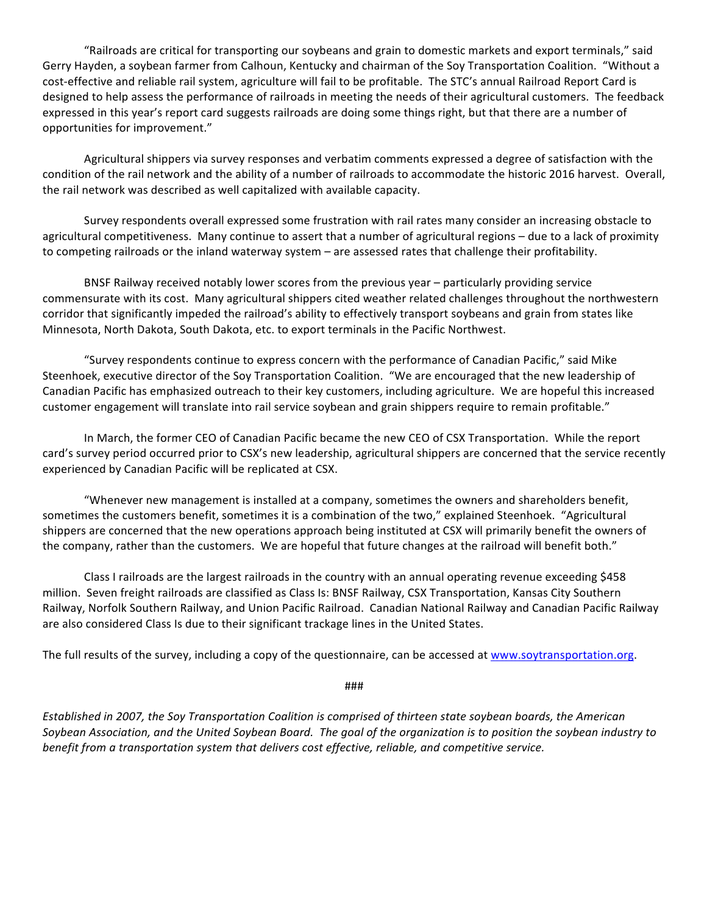"Railroads are critical for transporting our soybeans and grain to domestic markets and export terminals," said Gerry Hayden, a soybean farmer from Calhoun, Kentucky and chairman of the Soy Transportation Coalition. "Without a cost-effective and reliable rail system, agriculture will fail to be profitable. The STC's annual Railroad Report Card is designed to help assess the performance of railroads in meeting the needs of their agricultural customers. The feedback expressed in this year's report card suggests railroads are doing some things right, but that there are a number of opportunities for improvement."

Agricultural shippers via survey responses and verbatim comments expressed a degree of satisfaction with the condition of the rail network and the ability of a number of railroads to accommodate the historic 2016 harvest. Overall, the rail network was described as well capitalized with available capacity.

Survey respondents overall expressed some frustration with rail rates many consider an increasing obstacle to agricultural competitiveness. Many continue to assert that a number of agricultural regions – due to a lack of proximity to competing railroads or the inland waterway system – are assessed rates that challenge their profitability.

BNSF Railway received notably lower scores from the previous year – particularly providing service commensurate with its cost. Many agricultural shippers cited weather related challenges throughout the northwestern corridor that significantly impeded the railroad's ability to effectively transport soybeans and grain from states like Minnesota, North Dakota, South Dakota, etc. to export terminals in the Pacific Northwest.

"Survey respondents continue to express concern with the performance of Canadian Pacific," said Mike Steenhoek, executive director of the Soy Transportation Coalition. "We are encouraged that the new leadership of Canadian Pacific has emphasized outreach to their key customers, including agriculture. We are hopeful this increased customer engagement will translate into rail service soybean and grain shippers require to remain profitable."

In March, the former CEO of Canadian Pacific became the new CEO of CSX Transportation. While the report card's survey period occurred prior to CSX's new leadership, agricultural shippers are concerned that the service recently experienced by Canadian Pacific will be replicated at CSX.

"Whenever new management is installed at a company, sometimes the owners and shareholders benefit, sometimes the customers benefit, sometimes it is a combination of the two," explained Steenhoek. "Agricultural shippers are concerned that the new operations approach being instituted at CSX will primarily benefit the owners of the company, rather than the customers. We are hopeful that future changes at the railroad will benefit both."

Class I railroads are the largest railroads in the country with an annual operating revenue exceeding $458 million. Seven freight railroads are classified as Class Is: BNSF Railway, CSX Transportation, Kansas City Southern Railway, Norfolk Southern Railway, and Union Pacific Railroad. Canadian National Railway and Canadian Pacific Railway are also considered Class Is due to their significant trackage lines in the United States.

The full results of the survey, including a copy of the questionnaire, can be accessed at [www.soytransportation.org](http://www.soytransportation.org).

###

*Established in 2007, the Soy Transportation Coalition is comprised of thirteen state soybean boards, the American Soybean Association, and the United Soybean Board. The goal of the organization is to position the soybean industry to benefit from a transportation system that delivers cost effective, reliable, and competitive service.*